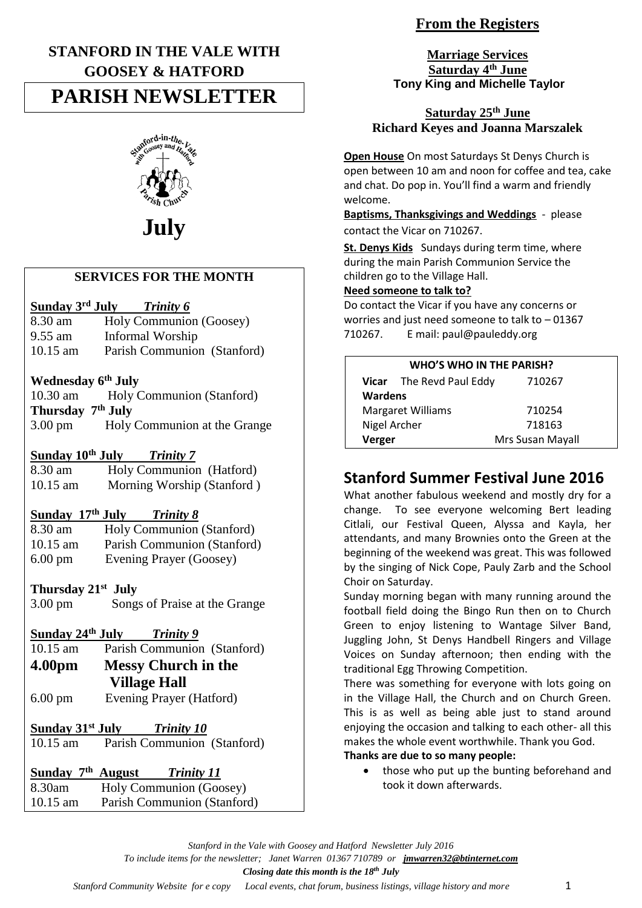## STANFORD IN THE VALE WITH GOOSEY & HATFORD

# PARISH NEWSLETTER

# July

### SERVICES FOR THE MONTH

**Sunday 3rd July** ***Trinity 6***
8.30 am Holy Communion (Goosey)
9.55 am Informal Worship
10.15 am Parish Communion (Stanford)

**Wednesday 6th July**
10.30 am Holy Communion (Stanford)

**Thursday 7th July**
3.00 pm Holy Communion at the Grange

**Sunday 10th July** ***Trinity 7***
8.30 am Holy Communion (Hatford)
10.15 am Morning Worship (Stanford )

**Sunday 17th July** ***Trinity 8***
8.30 am Holy Communion (Stanford)
10.15 am Parish Communion (Stanford)
6.00 pm Evening Prayer (Goosey)

**Thursday 21st July**
3.00 pm Songs of Praise at the Grange

**Sunday 24th July** ***Trinity 9***
10.15 am Parish Communion (Stanford)
**4.00pm Messy Church in the Village Hall**
6.00 pm Evening Prayer (Hatford)

**Sunday 31st July** ***Trinity 10***
10.15 am Parish Communion (Stanford)

**Sunday 7th August** ***Trinity 11***
8.30am Holy Communion (Goosey)
10.15 am Parish Communion (Stanford)

## From the Registers

**Marriage Services**
**Saturday 4th June**
**Tony King and Michelle Taylor**

**Saturday 25th June**
**Richard Keyes and Joanna Marszalek**

**Open House** On most Saturdays St Denys Church is open between 10 am and noon for coffee and tea, cake and chat. Do pop in. You'll find a warm and friendly welcome.

**Baptisms, Thanksgivings and Weddings** - please contact the Vicar on 710267.

**St. Denys Kids** Sundays during term time, where during the main Parish Communion Service the children go to the Village Hall.

**Need someone to talk to?**
Do contact the Vicar if you have any concerns or worries and just need someone to talk to – 01367 710267. E mail: paul@pauleddy.org

| WHO'S WHO IN THE PARISH? | |
|---|---|
| **Vicar** The Revd Paul Eddy | 710267 |
| **Wardens** | |
| Margaret Williams | 710254 |
| Nigel Archer | 718163 |
| **Verger** | Mrs Susan Mayall |

## Stanford Summer Festival June 2016

What another fabulous weekend and mostly dry for a change. To see everyone welcoming Bert leading Citlali, our Festival Queen, Alyssa and Kayla, her attendants, and many Brownies onto the Green at the beginning of the weekend was great. This was followed by the singing of Nick Cope, Pauly Zarb and the School Choir on Saturday.

Sunday morning began with many running around the football field doing the Bingo Run then on to Church Green to enjoy listening to Wantage Silver Band, Juggling John, St Denys Handbell Ringers and Village Voices on Sunday afternoon; then ending with the traditional Egg Throwing Competition.

There was something for everyone with lots going on in the Village Hall, the Church and on Church Green. This is as well as being able just to stand around enjoying the occasion and talking to each other- all this makes the whole event worthwhile. Thank you God.

**Thanks are due to so many people:**

- those who put up the bunting beforehand and took it down afterwards.

*Stanford in the Vale with Goosey and Hatford Newsletter July 2016*
*To include items for the newsletter; Janet Warren 01367 710789 or jmwarren32@btinternet.com*
***Closing date this month is the 18th July***
*Stanford Community Website for e copy Local events, chat forum, business listings, village history and more*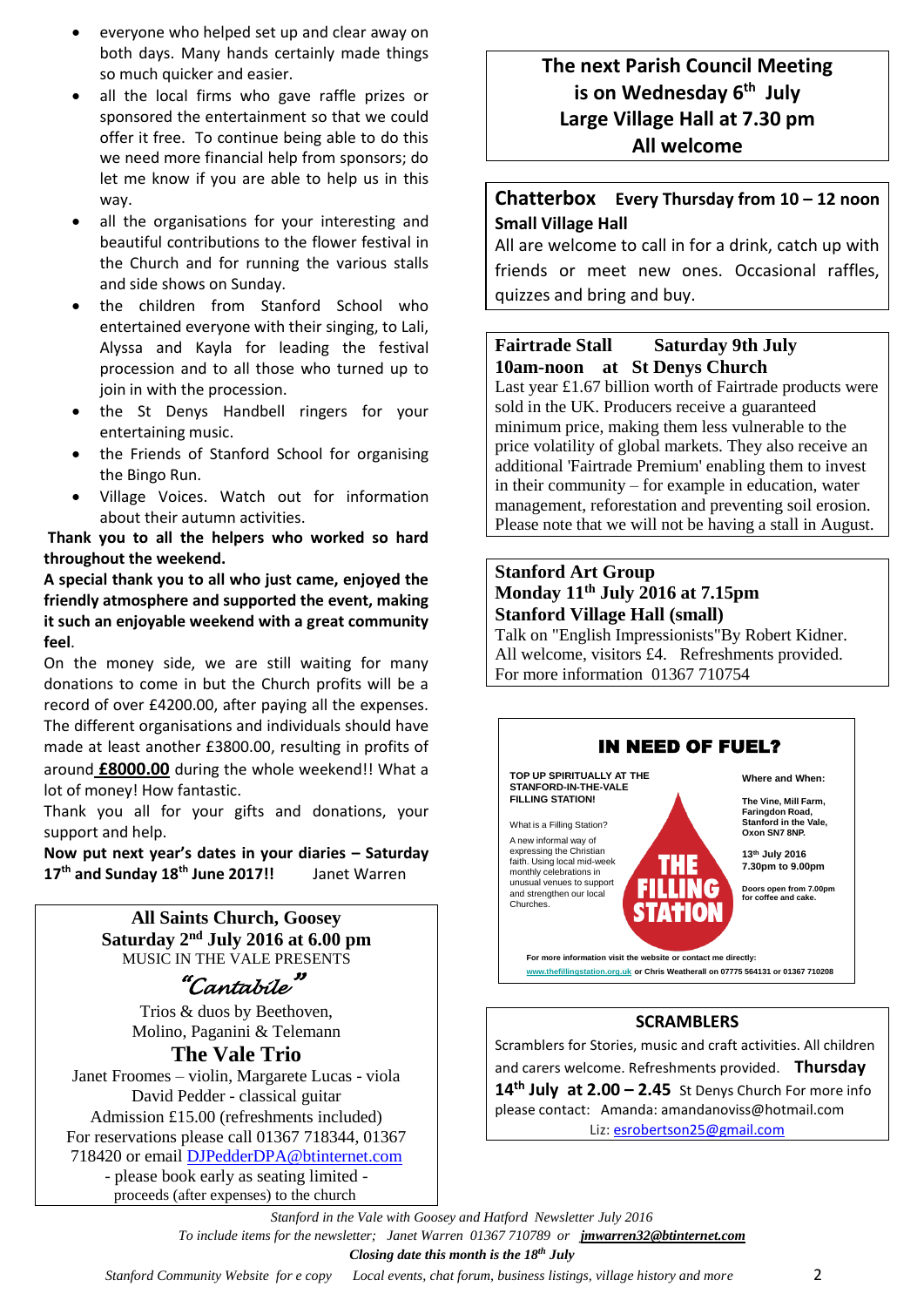- everyone who helped set up and clear away on both days. Many hands certainly made things so much quicker and easier.
- all the local firms who gave raffle prizes or sponsored the entertainment so that we could offer it free. To continue being able to do this we need more financial help from sponsors; do let me know if you are able to help us in this way.
- all the organisations for your interesting and beautiful contributions to the flower festival in the Church and for running the various stalls and side shows on Sunday.
- the children from Stanford School who entertained everyone with their singing, to Lali, Alyssa and Kayla for leading the festival procession and to all those who turned up to join in with the procession.
- the St Denys Handbell ringers for your entertaining music.
- the Friends of Stanford School for organising the Bingo Run.
- Village Voices. Watch out for information about their autumn activities.

**Thank you to all the helpers who worked so hard throughout the weekend.**

**A special thank you to all who just came, enjoyed the friendly atmosphere and supported the event, making it such an enjoyable weekend with a great community feel**.

On the money side, we are still waiting for many donations to come in but the Church profits will be a record of over £4200.00, after paying all the expenses. The different organisations and individuals should have made at least another £3800.00, resulting in profits of around **£8000.00** during the whole weekend!! What a lot of money! How fantastic.

Thank you all for your gifts and donations, your support and help.

**Now put next year's dates in your diaries – Saturday 17th and Sunday 18th June 2017!!** Janet Warren

---

**All Saints Church, Goosey**
**Saturday 2nd July 2016 at 6.00 pm**
MUSIC IN THE VALE PRESENTS

*"Cantabile"*

Trios & duos by Beethoven, Molino, Paganini & Telemann

**The Vale Trio**

Janet Froomes – violin, Margarete Lucas - viola
David Pedder - classical guitar
Admission £15.00 (refreshments included)
For reservations please call 01367 718344, 01367 718420 or email DJPedderDPA@btinternet.com
- please book early as seating limited -
proceeds (after expenses) to the church

---

**The next Parish Council Meeting is on Wednesday 6th July**
**Large Village Hall at 7.30 pm**
**All welcome**

---

**Chatterbox** **Every Thursday from 10 – 12 noon**
**Small Village Hall**
All are welcome to call in for a drink, catch up with friends or meet new ones. Occasional raffles, quizzes and bring and buy.

---

**Fairtrade Stall Saturday 9th July**
**10am-noon at St Denys Church**
Last year £1.67 billion worth of Fairtrade products were sold in the UK. Producers receive a guaranteed minimum price, making them less vulnerable to the price volatility of global markets. They also receive an additional 'Fairtrade Premium' enabling them to invest in their community – for example in education, water management, reforestation and preventing soil erosion. Please note that we will not be having a stall in August.

---

**Stanford Art Group**
**Monday 11th July 2016 at 7.15pm**
**Stanford Village Hall (small)**
Talk on "English Impressionists"By Robert Kidner.
All welcome, visitors £4. Refreshments provided.
For more information 01367 710754

---

**IN NEED OF FUEL?**

**TOP UP SPIRITUALLY AT THE STANFORD-IN-THE-VALE FILLING STATION!**

What is a Filling Station?

A new informal way of expressing the Christian faith. Using local mid-week monthly celebrations in unusual venues to support and strengthen our local Churches.

**THE FILLING STATION**

**Where and When:**

**The Vine, Mill Farm, Faringdon Road, Stanford in the Vale, Oxon SN7 8NP.**

**13th July 2016**
**7.30pm to 9.00pm**

**Doors open from 7.00pm for coffee and cake.**

**For more information visit the website or contact me directly:**
**www.thefillingstation.org.uk or Chris Weatherall on 07775 564131 or 01367 710208**

---

**SCRAMBLERS**

Scramblers for Stories, music and craft activities. All children and carers welcome. Refreshments provided. **Thursday 14th July at 2.00 – 2.45** St Denys Church For more info please contact: Amanda: amandanoviss@hotmail.com
Liz: esrobertson25@gmail.com

---

*Stanford in the Vale with Goosey and Hatford Newsletter July 2016*
*To include items for the newsletter; Janet Warren 01367 710789 or* ***jmwarren32@btinternet.com***
***Closing date this month is the 18th July***
*Stanford Community Website for e copy Local events, chat forum, business listings, village history and more*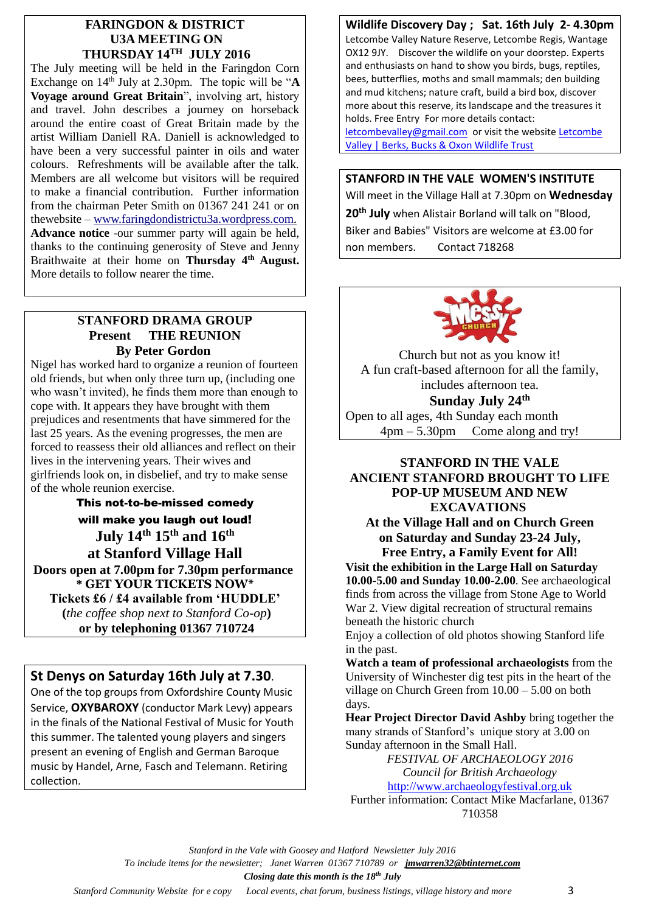## FARINGDON & DISTRICT U3A MEETING ON THURSDAY 14TH JULY 2016

The July meeting will be held in the Faringdon Corn Exchange on 14th July at 2.30pm. The topic will be "**A Voyage around Great Britain**", involving art, history and travel. John describes a journey on horseback around the entire coast of Great Britain made by the artist William Daniell RA. Daniell is acknowledged to have been a very successful painter in oils and water colours. Refreshments will be available after the talk. Members are all welcome but visitors will be required to make a financial contribution. Further information from the chairman Peter Smith on 01367 241 241 or on thewebsite – www.faringdondistrictu3a.wordpress.com.

**Advance notice** -our summer party will again be held, thanks to the continuing generosity of Steve and Jenny Braithwaite at their home on **Thursday 4th August.** More details to follow nearer the time.

## STANFORD DRAMA GROUP Present THE REUNION By Peter Gordon

Nigel has worked hard to organize a reunion of fourteen old friends, but when only three turn up, (including one who wasn't invited), he finds them more than enough to cope with. It appears they have brought with them prejudices and resentments that have simmered for the last 25 years. As the evening progresses, the men are forced to reassess their old alliances and reflect on their lives in the intervening years. Their wives and girlfriends look on, in disbelief, and try to make sense of the whole reunion exercise.

**This not-to-be-missed comedy will make you laugh out loud!**

**July 14th 15th and 16th at Stanford Village Hall**

**Doors open at 7.00pm for 7.30pm performance**

**\* GET YOUR TICKETS NOW\***

**Tickets £6 / £4 available from 'HUDDLE'** (*the coffee shop next to Stanford Co-op*)

**or by telephoning 01367 710724**

## St Denys on Saturday 16th July at 7.30.

One of the top groups from Oxfordshire County Music Service, **OXYBAROXY** (conductor Mark Levy) appears in the finals of the National Festival of Music for Youth this summer. The talented young players and singers present an evening of English and German Baroque music by Handel, Arne, Fasch and Telemann. Retiring collection.

## Wildlife Discovery Day ; Sat. 16th July 2- 4.30pm

Letcombe Valley Nature Reserve, Letcombe Regis, Wantage OX12 9JY. Discover the wildlife on your doorstep. Experts and enthusiasts on hand to show you birds, bugs, reptiles, bees, butterflies, moths and small mammals; den building and mud kitchens; nature craft, build a bird box, discover more about this reserve, its landscape and the treasures it holds. Free Entry For more details contact: letcombevalley@gmail.com or visit the website Letcombe Valley | Berks, Bucks & Oxon Wildlife Trust

## STANFORD IN THE VALE WOMEN'S INSTITUTE

Will meet in the Village Hall at 7.30pm on **Wednesday 20th July** when Alistair Borland will talk on "Blood, Biker and Babies" Visitors are welcome at £3.00 for non members. Contact 718268

## Messy Church

Church but not as you know it!
A fun craft-based afternoon for all the family, includes afternoon tea.

**Sunday July 24th**

Open to all ages, 4th Sunday each month
4pm – 5.30pm Come along and try!

## STANFORD IN THE VALE ANCIENT STANFORD BROUGHT TO LIFE POP-UP MUSEUM AND NEW EXCAVATIONS

**At the Village Hall and on Church Green on Saturday and Sunday 23-24 July, Free Entry, a Family Event for All!**

**Visit the exhibition in the Large Hall on Saturday 10.00-5.00 and Sunday 10.00-2.00**. See archaeological finds from across the village from Stone Age to World War 2. View digital recreation of structural remains beneath the historic church

Enjoy a collection of old photos showing Stanford life in the past.

**Watch a team of professional archaeologists** from the University of Winchester dig test pits in the heart of the village on Church Green from 10.00 – 5.00 on both days.

**Hear Project Director David Ashby** bring together the many strands of Stanford's unique story at 3.00 on Sunday afternoon in the Small Hall.

*FESTIVAL OF ARCHAEOLOGY 2016*
*Council for British Archaeology*
http://www.archaeologyfestival.org.uk

Further information: Contact Mike Macfarlane, 01367 710358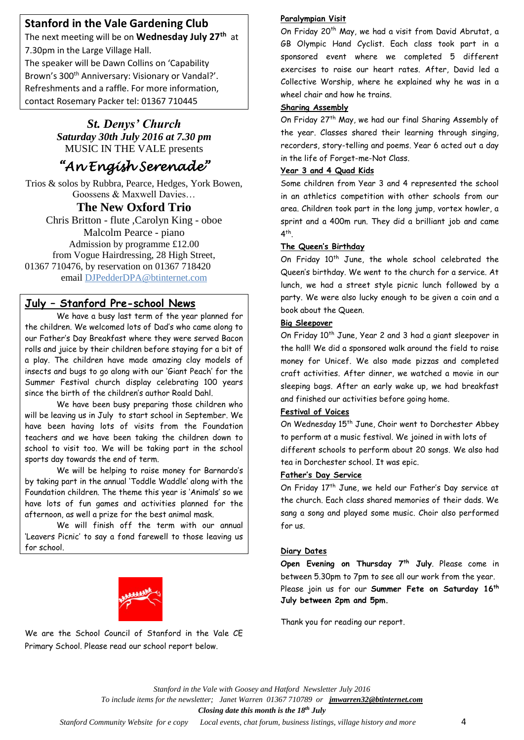## Stanford in the Vale Gardening Club

The next meeting will be on **Wednesday July 27th** at 7.30pm in the Large Village Hall.

The speaker will be Dawn Collins on 'Capability Brown's 300th Anniversary: Visionary or Vandal?'. Refreshments and a raffle. For more information, contact Rosemary Packer tel: 01367 710445

***St. Denys' Church***

***Saturday 30th July 2016 at 7.30 pm***

MUSIC IN THE VALE presents

## *"An Engish Serenade"*

Trios & solos by Rubbra, Pearce, Hedges, York Bowen, Goossens & Maxwell Davies…

### The New Oxford Trio

Chris Britton - flute ,Carolyn King - oboe

Malcolm Pearce - piano

Admission by programme £12.00

from Vogue Hairdressing, 28 High Street, 01367 710476, by reservation on 01367 718420

email DJPedderDPA@btinternet.com

## July – Stanford Pre-school News

We have a busy last term of the year planned for the children. We welcomed lots of Dad's who came along to our Father's Day Breakfast where they were served Bacon rolls and juice by their children before staying for a bit of a play. The children have made amazing clay models of insects and bugs to go along with our 'Giant Peach' for the Summer Festival church display celebrating 100 years since the birth of the children's author Roald Dahl.

We have been busy preparing those children who will be leaving us in July to start school in September. We have been having lots of visits from the Foundation teachers and we have been taking the children down to school to visit too. We will be taking part in the school sports day towards the end of term.

We will be helping to raise money for Barnardo's by taking part in the annual 'Toddle Waddle' along with the Foundation children. The theme this year is 'Animals' so we have lots of fun games and activities planned for the afternoon, as well a prize for the best animal mask.

We will finish off the term with our annual 'Leavers Picnic' to say a fond farewell to those leaving us for school.

We are the School Council of Stanford in the Vale CE Primary School. Please read our school report below.

**Paralympian Visit**

On Friday 20th May, we had a visit from David Abrutat, a GB Olympic Hand Cyclist. Each class took part in a sponsored event where we completed 5 different exercises to raise our heart rates. After, David led a Collective Worship, where he explained why he was in a wheel chair and how he trains.

**Sharing Assembly**

On Friday 27th May, we had our final Sharing Assembly of the year. Classes shared their learning through singing, recorders, story-telling and poems. Year 6 acted out a day in the life of Forget-me-Not Class.

**Year 3 and 4 Quad Kids**

Some children from Year 3 and 4 represented the school in an athletics competition with other schools from our area. Children took part in the long jump, vortex howler, a sprint and a 400m run. They did a brilliant job and came 4th.

**The Queen's Birthday**

On Friday 10th June, the whole school celebrated the Queen's birthday. We went to the church for a service. At lunch, we had a street style picnic lunch followed by a party. We were also lucky enough to be given a coin and a book about the Queen.

**Big Sleepover**

On Friday 10th June, Year 2 and 3 had a giant sleepover in the hall! We did a sponsored walk around the field to raise money for Unicef. We also made pizzas and completed craft activities. After dinner, we watched a movie in our sleeping bags. After an early wake up, we had breakfast and finished our activities before going home.

**Festival of Voices**

On Wednesday 15th June, Choir went to Dorchester Abbey to perform at a music festival. We joined in with lots of different schools to perform about 20 songs. We also had tea in Dorchester school. It was epic.

**Father's Day Service**

On Friday 17th June, we held our Father's Day service at the church. Each class shared memories of their dads. We sang a song and played some music. Choir also performed for us.

**Diary Dates**

**Open Evening on Thursday 7th July**. Please come in between 5.30pm to 7pm to see all our work from the year. Please join us for our **Summer Fete on Saturday 16th July between 2pm and 5pm.**

Thank you for reading our report.

*Stanford in the Vale with Goosey and Hatford Newsletter July 2016*

*To include items for the newsletter; Janet Warren 01367 710789 or* ***jmwarren32@btinternet.com***

***Closing date this month is the 18th July***

*Stanford Community Website for e copy Local events, chat forum, business listings, village history and more*